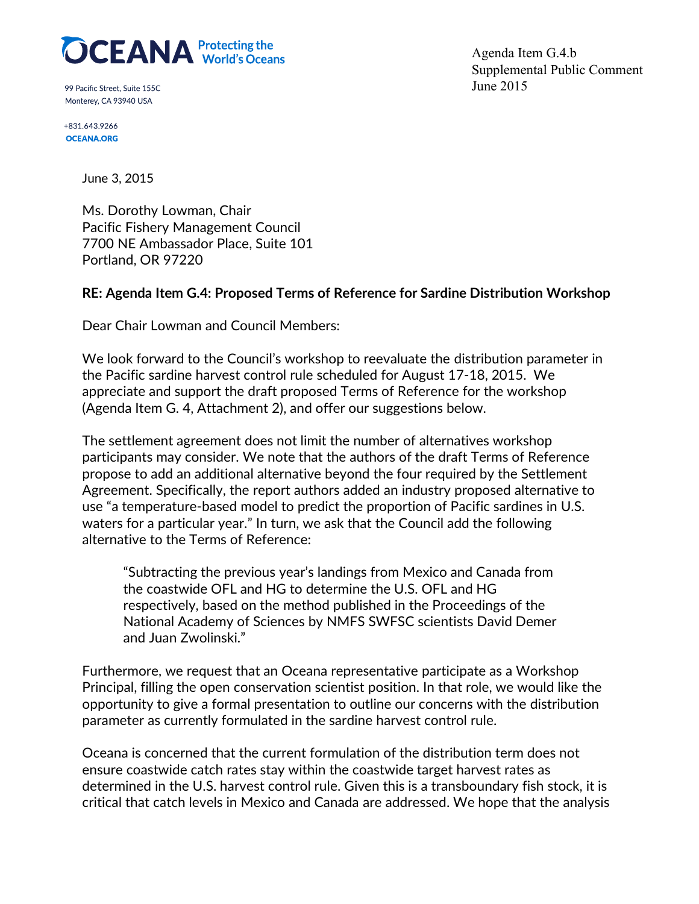**OCEANA** Protecting the World's Oceans

99 Pacific Street, Suite 155C
Monterey, CA 93940 USA

+831.643.9266
OCEANA.ORG

Agenda Item G.4.b
Supplemental Public Comment
June 2015

June 3, 2015

Ms. Dorothy Lowman, Chair
Pacific Fishery Management Council
7700 NE Ambassador Place, Suite 101
Portland, OR 97220

**RE: Agenda Item G.4: Proposed Terms of Reference for Sardine Distribution Workshop**

Dear Chair Lowman and Council Members:

We look forward to the Council's workshop to reevaluate the distribution parameter in the Pacific sardine harvest control rule scheduled for August 17-18, 2015. We appreciate and support the draft proposed Terms of Reference for the workshop (Agenda Item G. 4, Attachment 2), and offer our suggestions below.

The settlement agreement does not limit the number of alternatives workshop participants may consider. We note that the authors of the draft Terms of Reference propose to add an additional alternative beyond the four required by the Settlement Agreement. Specifically, the report authors added an industry proposed alternative to use "a temperature-based model to predict the proportion of Pacific sardines in U.S. waters for a particular year." In turn, we ask that the Council add the following alternative to the Terms of Reference:

> "Subtracting the previous year's landings from Mexico and Canada from the coastwide OFL and HG to determine the U.S. OFL and HG respectively, based on the method published in the Proceedings of the National Academy of Sciences by NMFS SWFSC scientists David Demer and Juan Zwolinski."

Furthermore, we request that an Oceana representative participate as a Workshop Principal, filling the open conservation scientist position. In that role, we would like the opportunity to give a formal presentation to outline our concerns with the distribution parameter as currently formulated in the sardine harvest control rule.

Oceana is concerned that the current formulation of the distribution term does not ensure coastwide catch rates stay within the coastwide target harvest rates as determined in the U.S. harvest control rule. Given this is a transboundary fish stock, it is critical that catch levels in Mexico and Canada are addressed. We hope that the analysis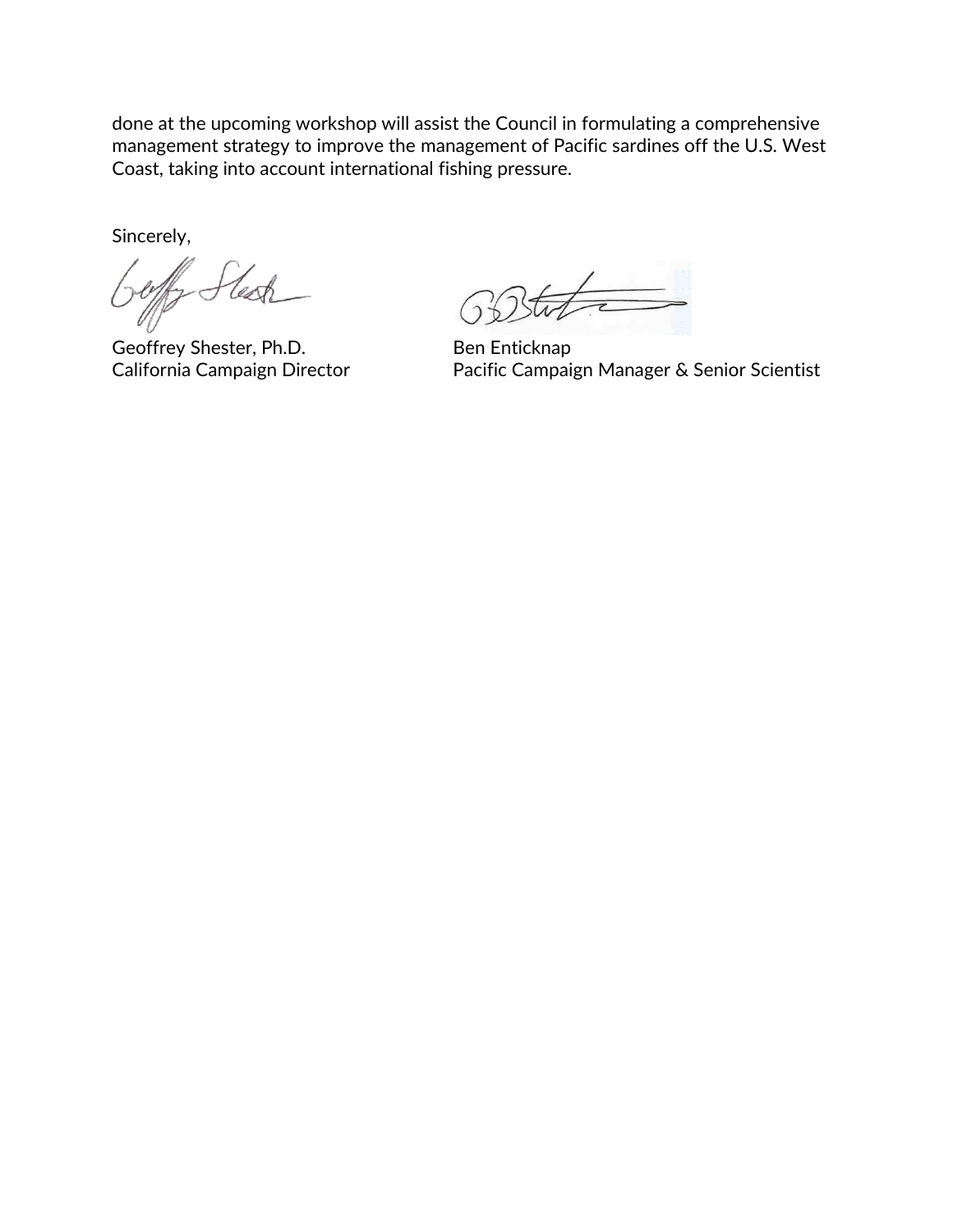done at the upcoming workshop will assist the Council in formulating a comprehensive management strategy to improve the management of Pacific sardines off the U.S. West Coast, taking into account international fishing pressure.

Sincerely,

Geoffrey Shester, Ph.D.
California Campaign Director

Ben Enticknap
Pacific Campaign Manager & Senior Scientist